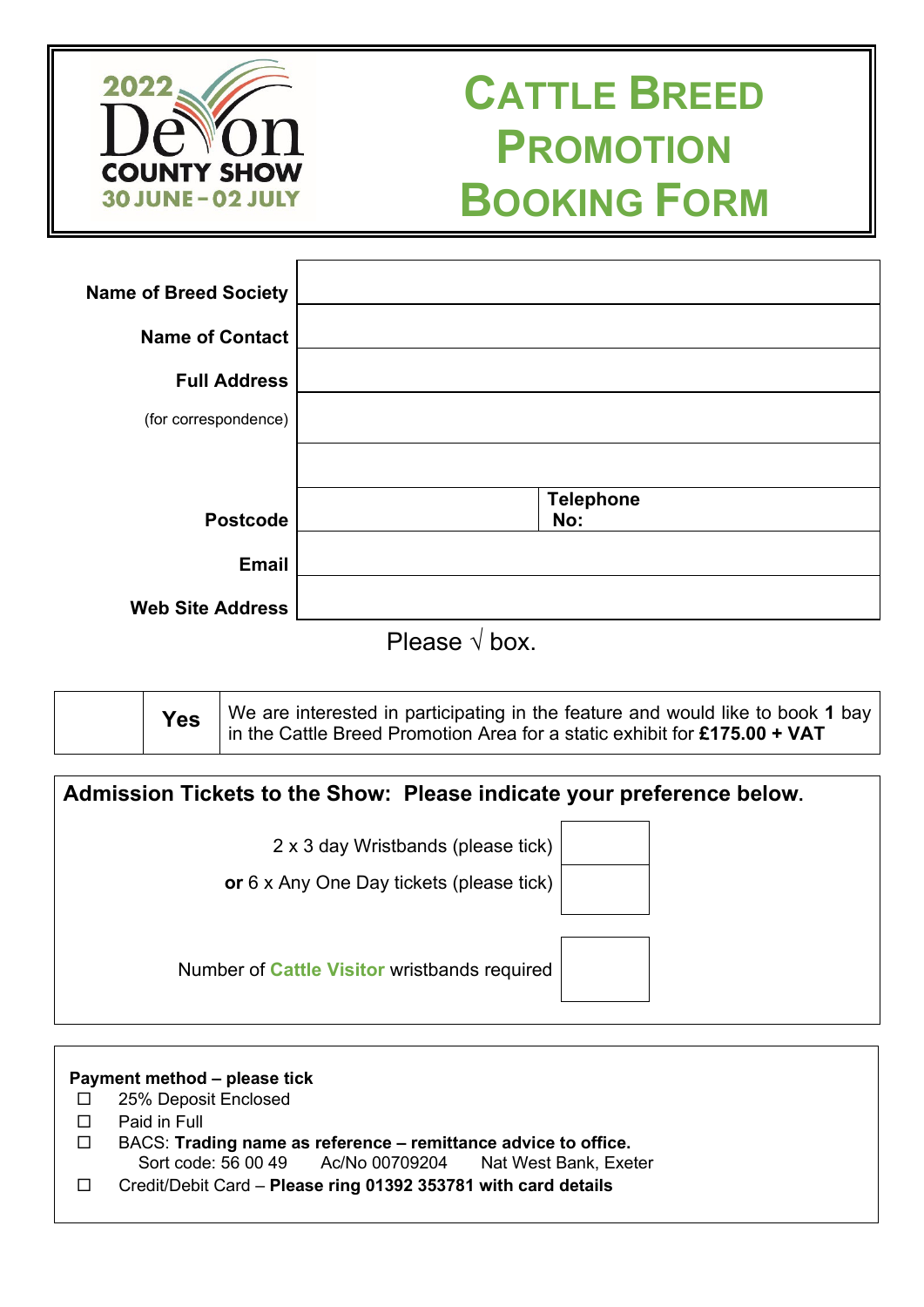2022 Devon County Show
30 JUNE – 02 JULY

# Cattle Breed Promotion Booking Form

| | |
|---|---|
| **Name of Breed Society** | |
| **Name of Contact** | |
| **Full Address** | |
| (for correspondence) | |
| | |
| **Postcode** | **Telephone No:** |
| **Email** | |
| **Web Site Address** | |

Please √ box.

| | | |
|---|---|---|
| | **Yes** | We are interested in participating in the feature and would like to book **1** bay in the Cattle Breed Promotion Area for a static exhibit for **£175.00 + VAT** |

**Admission Tickets to the Show: Please indicate your preference below.**

| | |
|---|---|
| 2 x 3 day Wristbands (please tick) | |
| **or** 6 x Any One Day tickets (please tick) | |
| Number of Cattle Visitor wristbands required | |

**Payment method – please tick**

- ☐ 25% Deposit Enclosed
- ☐ Paid in Full
- ☐ BACS: **Trading name as reference – remittance advice to office.**
  Sort code: 56 00 49 Ac/No 00709204 Nat West Bank, Exeter
- ☐ Credit/Debit Card – **Please ring 01392 353781 with card details**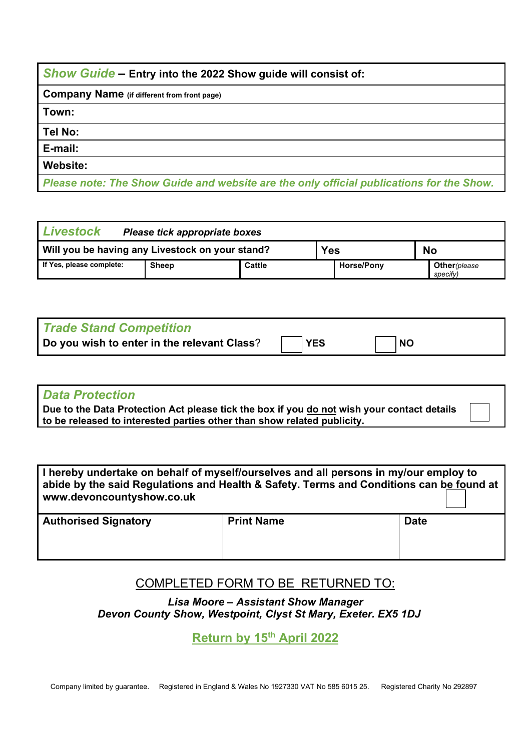| ***Show Guide*** – **Entry into the 2022 Show guide will consist of:** |
|---|
| **Company Name** **(if different from front page)** |
| **Town:** |
| **Tel No:** |
| **E-mail:** |
| **Website:** |
| ***Please note: The Show Guide and website are the only official publications for the Show.*** |

| ***Livestock*** | ***Please tick appropriate boxes*** | | | |
|---|---|---|---|---|
| **Will you be having any Livestock on your stand?** | | | **Yes** | **No** |
| **If Yes, please complete:** | **Sheep** | **Cattle** | **Horse/Pony** | **Other***(please specify)* |

***Trade Stand Competition***

**Do you wish to enter in the relevant Class**? ☐ **YES** ☐ **NO**

***Data Protection***

**Due to the Data Protection Act please tick the box if you <u>do not</u> wish your contact details to be released to interested parties other than show related publicity.** ☐

**I hereby undertake on behalf of myself/ourselves and all persons in my/our employ to abide by the said Regulations and Health & Safety. Terms and Conditions can be found at www.devoncountyshow.co.uk** ☐

| **Authorised Signatory** | **Print Name** | **Date** |
|---|---|---|
| | | |

<u>COMPLETED FORM TO BE RETURNED TO:</u>

***Lisa Moore – Assistant Show Manager***
***Devon County Show, Westpoint, Clyst St Mary, Exeter. EX5 1DJ***

**<u>Return by 15th April 2022</u>**

Company limited by guarantee. Registered in England & Wales No 1927330 VAT No 585 6015 25. Registered Charity No 292897